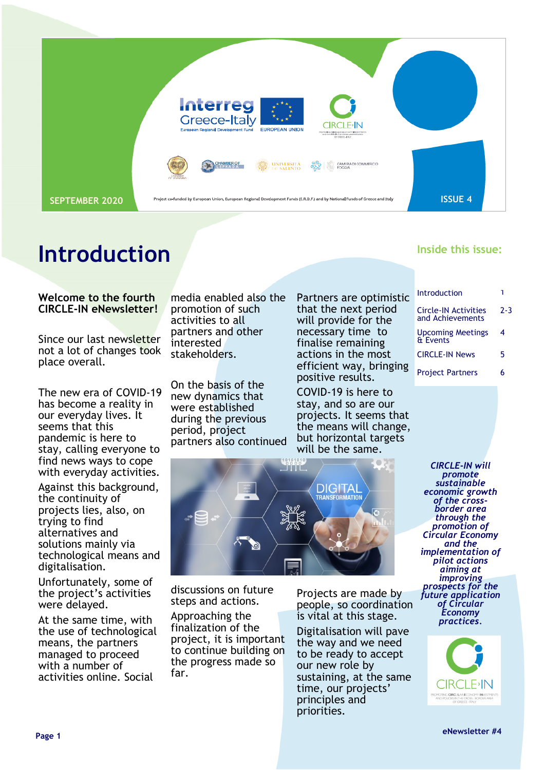SEPTEMBER 2020

Project co-funded by European Union, European Regional Development Funds (E.R.D.F.) and by National Funds of Greece and Italy

ISSUE 4

# Introduction

**Welcome to the fourth CIRCLE-IN eNewsletter!**

Since our last newsletter not a lot of changes took place overall.

The new era of COVID-19 has become a reality in our everyday lives. It seems that this pandemic is here to stay, calling everyone to find news ways to cope with everyday activities.

Against this background, the continuity of projects lies, also, on trying to find alternatives and solutions mainly via technological means and digitalisation.

Unfortunately, some of the project's activities were delayed.

At the same time, with the use of technological means, the partners managed to proceed with a number of activities online. Social media enabled also the promotion of such activities to all partners and other interested stakeholders.

On the basis of the new dynamics that were established during the previous period, project partners also continued discussions on future steps and actions.

Approaching the finalization of the project, it is important to continue building on the progress made so far.

Partners are optimistic that the next period will provide for the necessary time to finalise remaining actions in the most efficient way, bringing positive results.

COVID-19 is here to stay, and so are our projects. It seems that the means will change, but horizontal targets will be the same.

Projects are made by people, so coordination is vital at this stage.

Digitalisation will pave the way and we need to be ready to accept our new role by sustaining, at the same time, our projects' principles and priorities.

## Inside this issue:

| | |
|---|---|
| Introduction | 1 |
| Circle-IN Activities and Achievements | 2-3 |
| Upcoming Meetings & Events | 4 |
| CIRCLE-IN News | 5 |
| Project Partners | 6 |

***CIRCLE-IN will promote sustainable economic growth of the cross-border area through the promotion of Circular Economy and the implementation of pilot actions aiming at improving prospects for the future application of Circular Economy practices.***

eNewsletter #4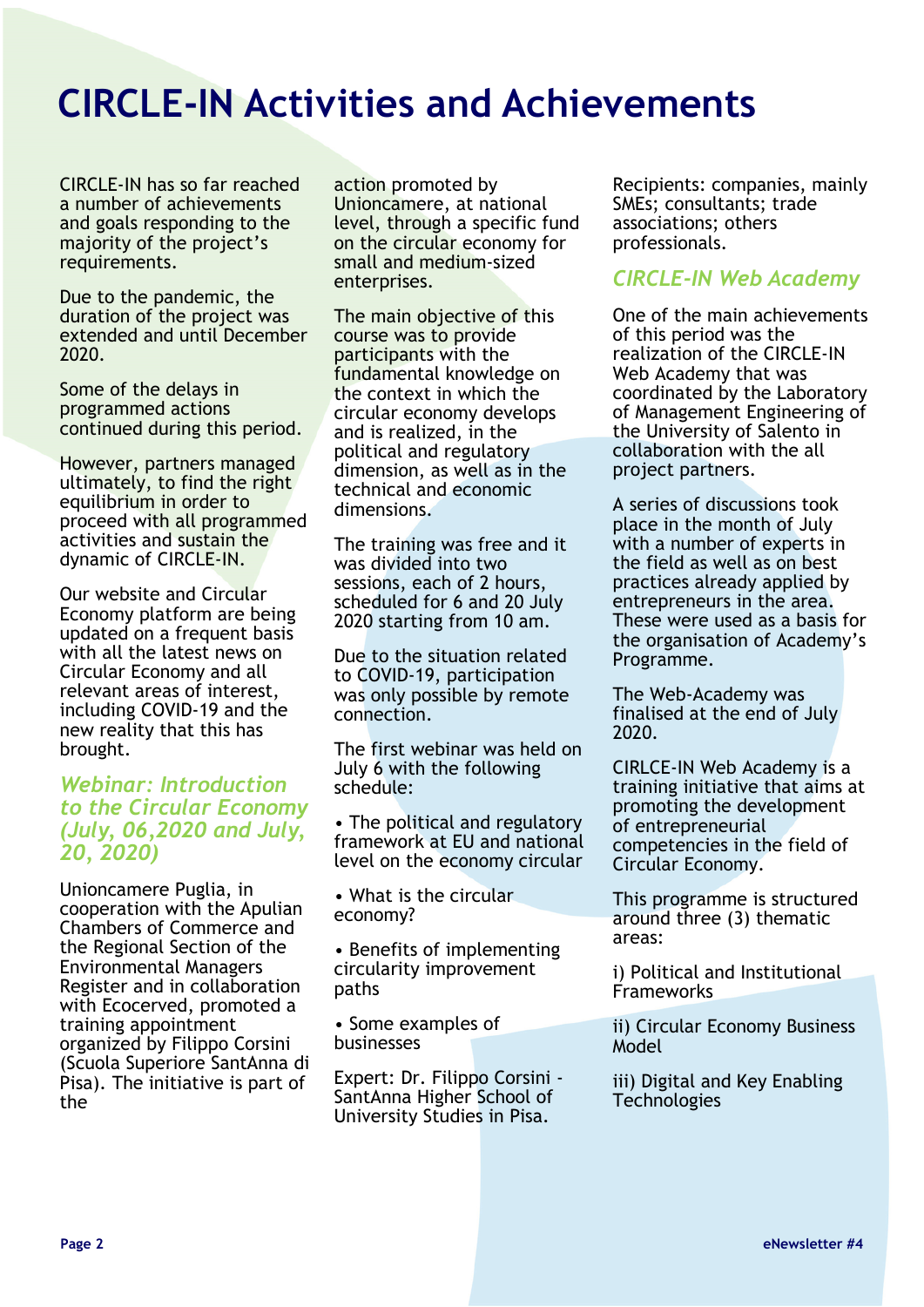# CIRCLE-IN Activities and Achievements

CIRCLE-IN has so far reached a number of achievements and goals responding to the majority of the project's requirements.

Due to the pandemic, the duration of the project was extended and until December 2020.

Some of the delays in programmed actions continued during this period.

However, partners managed ultimately, to find the right equilibrium in order to proceed with all programmed activities and sustain the dynamic of CIRCLE-IN.

Our website and Circular Economy platform are being updated on a frequent basis with all the latest news on Circular Economy and all relevant areas of interest, including COVID-19 and the new reality that this has brought.

### *Webinar: Introduction to the Circular Economy (July, 06,2020 and July, 20, 2020)*

Unioncamere Puglia, in cooperation with the Apulian Chambers of Commerce and the Regional Section of the Environmental Managers Register and in collaboration with Ecocerved, promoted a training appointment organized by Filippo Corsini (Scuola Superiore SantAnna di Pisa). The initiative is part of the action promoted by Unioncamere, at national level, through a specific fund on the circular economy for small and medium-sized enterprises.

The main objective of this course was to provide participants with the fundamental knowledge on the context in which the circular economy develops and is realized, in the political and regulatory dimension, as well as in the technical and economic dimensions.

The training was free and it was divided into two sessions, each of 2 hours, scheduled for 6 and 20 July 2020 starting from 10 am.

Due to the situation related to COVID-19, participation was only possible by remote connection.

The first webinar was held on July 6 with the following schedule:

- The political and regulatory framework at EU and national level on the economy circular
- What is the circular economy?
- Benefits of implementing circularity improvement paths
- Some examples of businesses

Expert: Dr. Filippo Corsini - SantAnna Higher School of University Studies in Pisa.

Recipients: companies, mainly SMEs; consultants; trade associations; others professionals.

### *CIRCLE-IN Web Academy*

One of the main achievements of this period was the realization of the CIRCLE-IN Web Academy that was coordinated by the Laboratory of Management Engineering of the University of Salento in collaboration with the all project partners.

A series of discussions took place in the month of July with a number of experts in the field as well as on best practices already applied by entrepreneurs in the area. These were used as a basis for the organisation of Academy's Programme.

The Web-Academy was finalised at the end of July 2020.

CIRLCE-IN Web Academy is a training initiative that aims at promoting the development of entrepreneurial competencies in the field of Circular Economy.

This programme is structured around three (3) thematic areas:

i) Political and Institutional Frameworks

ii) Circular Economy Business Model

iii) Digital and Key Enabling Technologies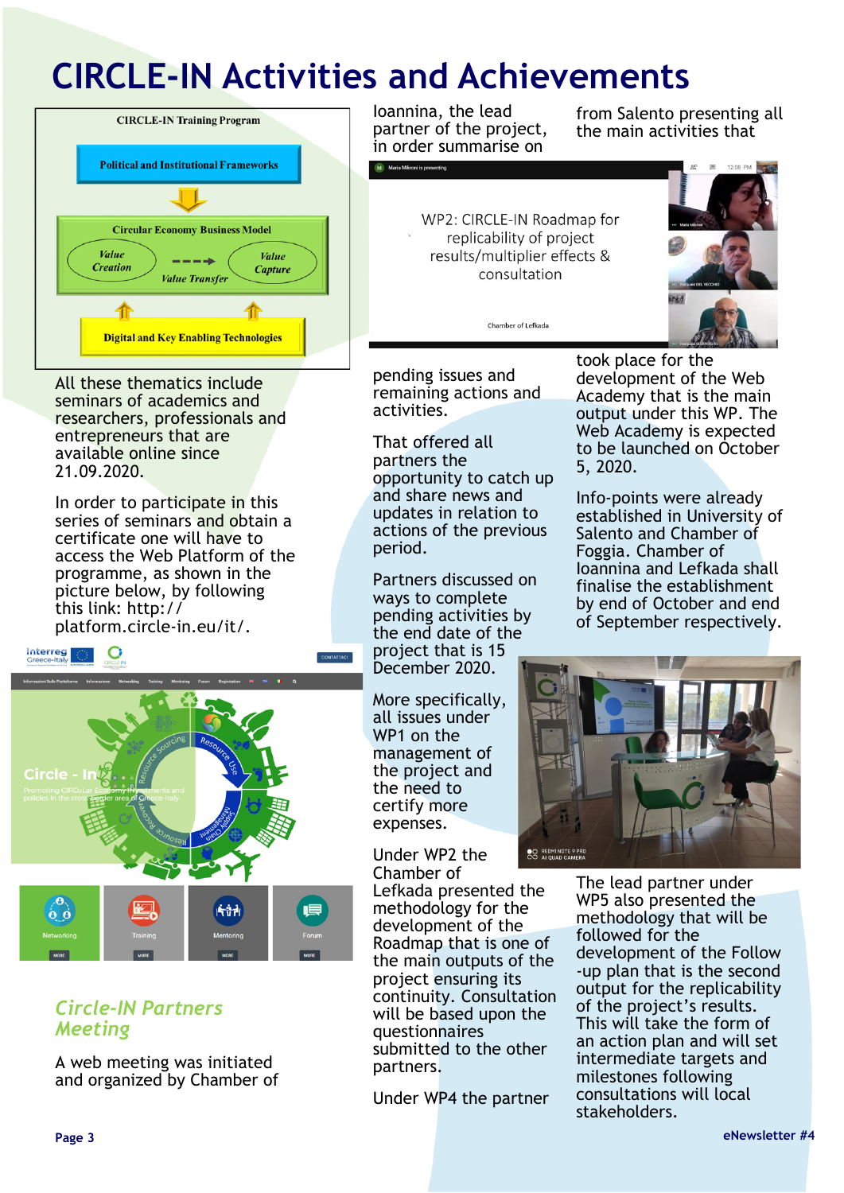# CIRCLE-IN Activities and Achievements

CIRCLE-IN Training Program

Political and Institutional Frameworks

Circular Economy Business Model

Value Creation

Value Transfer

Value Capture

Digital and Key Enabling Technologies

All these thematics include seminars of academics and researchers, professionals and entrepreneurs that are available online since 21.09.2020.

In order to participate in this series of seminars and obtain a certificate one will have to access the Web Platform of the programme, as shown in the picture below, by following this link: http://platform.circle-in.eu/it/.

## *Circle-IN Partners Meeting*

A web meeting was initiated and organized by Chamber of Ioannina, the lead partner of the project, in order summarise on pending issues and remaining actions and activities.

That offered all partners the opportunity to catch up and share news and updates in relation to actions of the previous period.

Partners discussed on ways to complete pending activities by the end date of the project that is 15 December 2020.

More specifically, all issues under WP1 on the management of the project and the need to certify more expenses.

Under WP2 the Chamber of Lefkada presented the methodology for the development of the Roadmap that is one of the main outputs of the project ensuring its continuity. Consultation will be based upon the questionnaires submitted to the other partners.

Under WP4 the partner from Salento presenting all the main activities that took place for the development of the Web Academy that is the main output under this WP. The Web Academy is expected to be launched on October 5, 2020.

Info-points were already established in University of Salento and Chamber of Foggia. Chamber of Ioannina and Lefkada shall finalise the establishment by end of October and end of September respectively.

The lead partner under WP5 also presented the methodology that will be followed for the development of the Follow-up plan that is the second output for the replicability of the project's results. This will take the form of an action plan and will set intermediate targets and milestones following consultations will local stakeholders.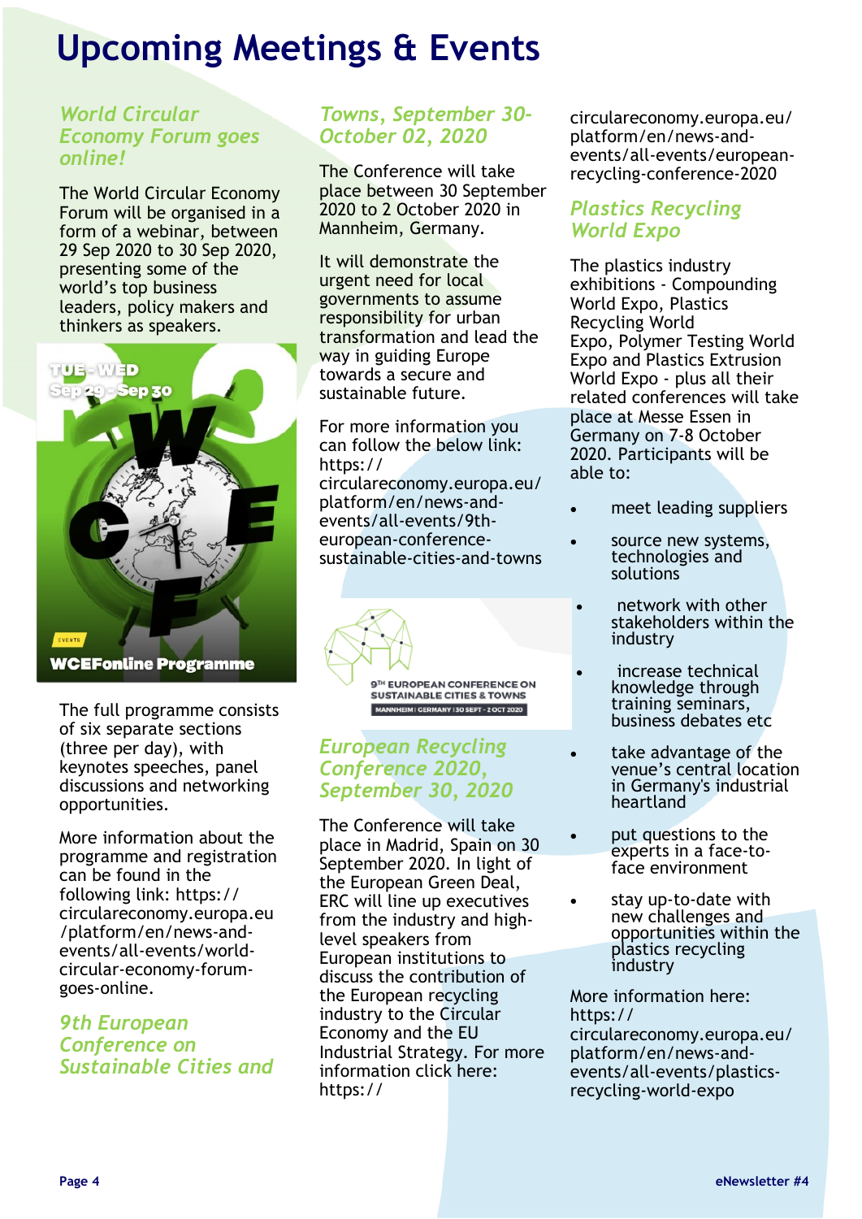# Upcoming Meetings & Events

### *World Circular Economy Forum goes online!*

The World Circular Economy Forum will be organised in a form of a webinar, between 29 Sep 2020 to 30 Sep 2020, presenting some of the world's top business leaders, policy makers and thinkers as speakers.

The full programme consists of six separate sections (three per day), with keynotes speeches, panel discussions and networking opportunities.

More information about the programme and registration can be found in the following link: https://circulareconomy.europa.eu/platform/en/news-and-events/all-events/world-circular-economy-forum-goes-online.

### *9th European Conference on Sustainable Cities and Towns, September 30-October 02, 2020*

The Conference will take place between 30 September 2020 to 2 October 2020 in Mannheim, Germany.

It will demonstrate the urgent need for local governments to assume responsibility for urban transformation and lead the way in guiding Europe towards a secure and sustainable future.

For more information you can follow the below link: https://circulareconomy.europa.eu/platform/en/news-and-events/all-events/9th-european-conference-sustainable-cities-and-towns

### *European Recycling Conference 2020, September 30, 2020*

The Conference will take place in Madrid, Spain on 30 September 2020. In light of the European Green Deal, ERC will line up executives from the industry and high-level speakers from European institutions to discuss the contribution of the European recycling industry to the Circular Economy and the EU Industrial Strategy. For more information click here: https://circulareconomy.europa.eu/platform/en/news-and-events/all-events/european-recycling-conference-2020

### *Plastics Recycling World Expo*

The plastics industry exhibitions - Compounding World Expo, Plastics Recycling World Expo, Polymer Testing World Expo and Plastics Extrusion World Expo - plus all their related conferences will take place at Messe Essen in Germany on 7-8 October 2020. Participants will be able to:

- meet leading suppliers
- source new systems, technologies and solutions
- network with other stakeholders within the industry
- increase technical knowledge through training seminars, business debates etc
- take advantage of the venue's central location in Germany's industrial heartland
- put questions to the experts in a face-to-face environment
- stay up-to-date with new challenges and opportunities within the plastics recycling industry

More information here: https://circulareconomy.europa.eu/platform/en/news-and-events/all-events/plastics-recycling-world-expo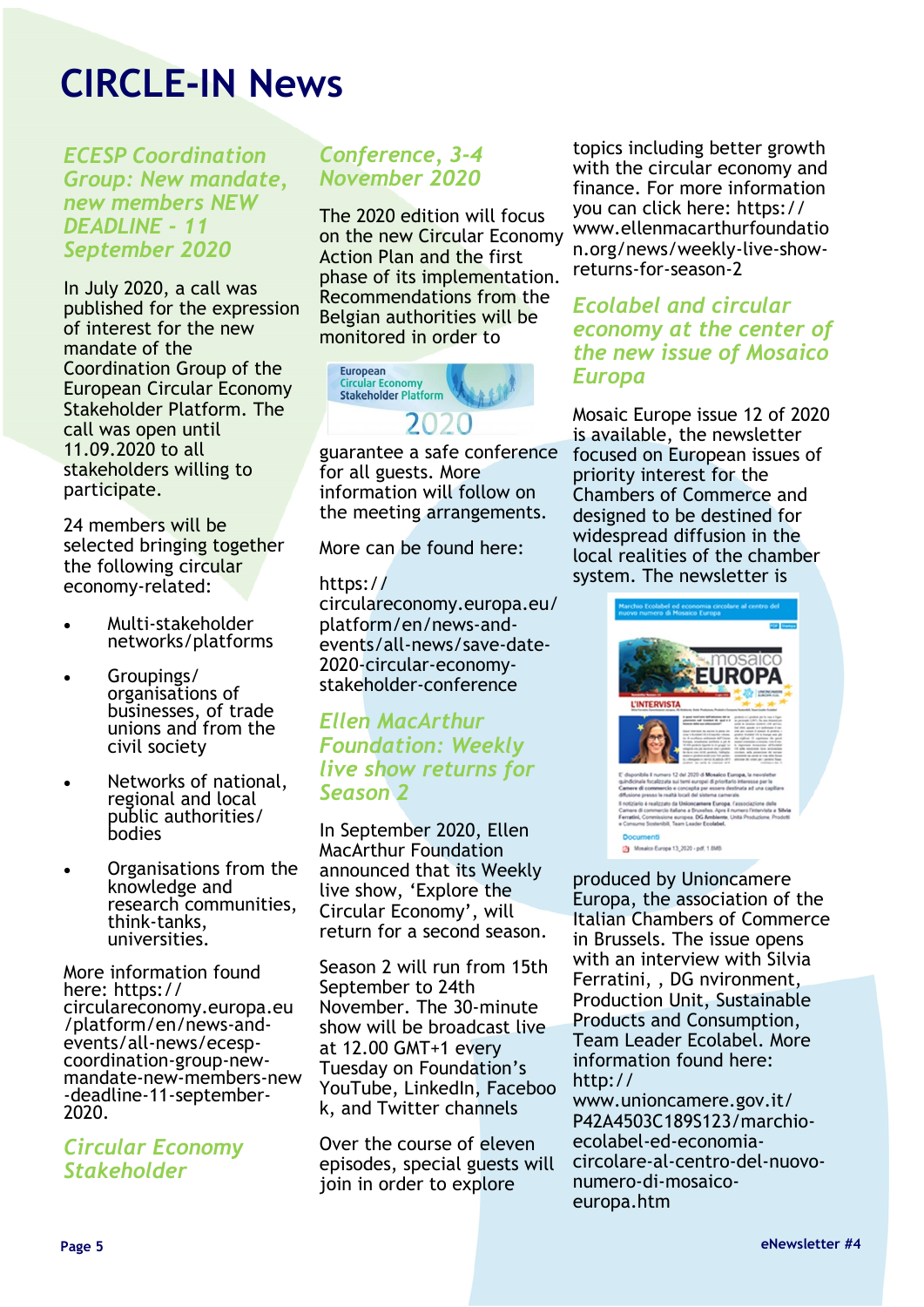# CIRCLE-IN News

### *ECESP Coordination Group: New mandate, new members NEW DEADLINE - 11 September 2020*

In July 2020, a call was published for the expression of interest for the new mandate of the Coordination Group of the European Circular Economy Stakeholder Platform. The call was open until 11.09.2020 to all stakeholders willing to participate.

24 members will be selected bringing together the following circular economy-related:

- Multi-stakeholder networks/platforms
- Groupings/organisations of businesses, of trade unions and from the civil society
- Networks of national, regional and local public authorities/bodies
- Organisations from the knowledge and research communities, think-tanks, universities.

More information found here: https://circulareconomy.europa.eu/platform/en/news-and-events/all-news/ecesp-coordination-group-new-mandate-new-members-new-deadline-11-september-2020.

### *Circular Economy Stakeholder Conference, 3-4 November 2020*

The 2020 edition will focus on the new Circular Economy Action Plan and the first phase of its implementation. Recommendations from the Belgian authorities will be monitored in order to guarantee a safe conference for all guests. More information will follow on the meeting arrangements.

More can be found here:

https://circulareconomy.europa.eu/platform/en/news-and-events/all-news/save-date-2020-circular-economy-stakeholder-conference

### *Ellen MacArthur Foundation: Weekly live show returns for Season 2*

In September 2020, Ellen MacArthur Foundation announced that its Weekly live show, 'Explore the Circular Economy', will return for a second season.

Season 2 will run from 15th September to 24th November. The 30-minute show will be broadcast live at 12.00 GMT+1 every Tuesday on Foundation's YouTube, LinkedIn, Facebook, and Twitter channels

Over the course of eleven episodes, special guests will join in order to explore topics including better growth with the circular economy and finance. For more information you can click here: https://www.ellenmacarthurfoundation.org/news/weekly-live-show-returns-for-season-2

### *Ecolabel and circular economy at the center of the new issue of Mosaico Europa*

Mosaic Europe issue 12 of 2020 is available, the newsletter focused on European issues of priority interest for the Chambers of Commerce and designed to be destined for widespread diffusion in the local realities of the chamber system. The newsletter is produced by Unioncamere Europa, the association of the Italian Chambers of Commerce in Brussels. The issue opens with an interview with Silvia Ferratini, , DG nvironment, Production Unit, Sustainable Products and Consumption, Team Leader Ecolabel. More information found here: http://www.unioncamere.gov.it/P42A4503C189S123/marchio-ecolabel-ed-economia-circolare-al-centro-del-nuovo-numero-di-mosaico-europa.htm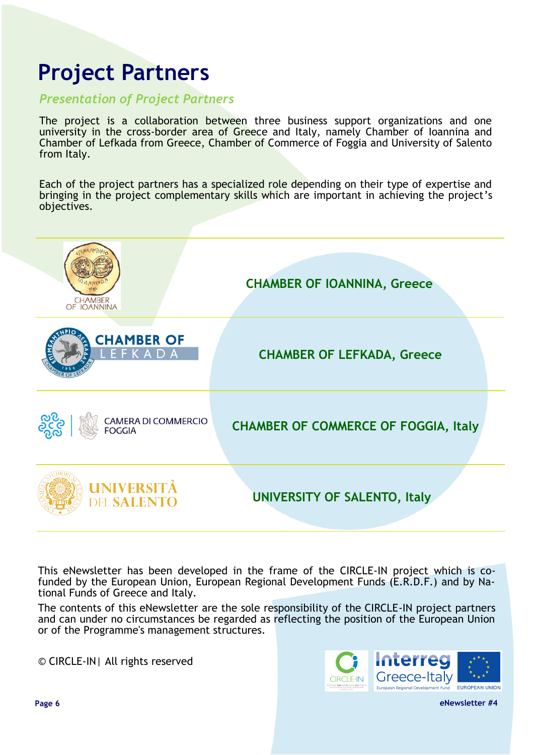# Project Partners

*Presentation of Project Partners*

The project is a collaboration between three business support organizations and one university in the cross-border area of Greece and Italy, namely Chamber of Ioannina and Chamber of Lefkada from Greece, Chamber of Commerce of Foggia and University of Salento from Italy.

Each of the project partners has a specialized role depending on their type of expertise and bringing in the project complementary skills which are important in achieving the project's objectives.

**CHAMBER OF IOANNINA, Greece**

**CHAMBER OF LEFKADA, Greece**

**CHAMBER OF COMMERCE OF FOGGIA, Italy**

**UNIVERSITY OF SALENTO, Italy**

This eNewsletter has been developed in the frame of the CIRCLE-IN project which is co-funded by the European Union, European Regional Development Funds (E.R.D.F.) and by National Funds of Greece and Italy.

The contents of this eNewsletter are the sole responsibility of the CIRCLE-IN project partners and can under no circumstances be regarded as reflecting the position of the European Union or of the Programme's management structures.

© CIRCLE-IN| All rights reserved